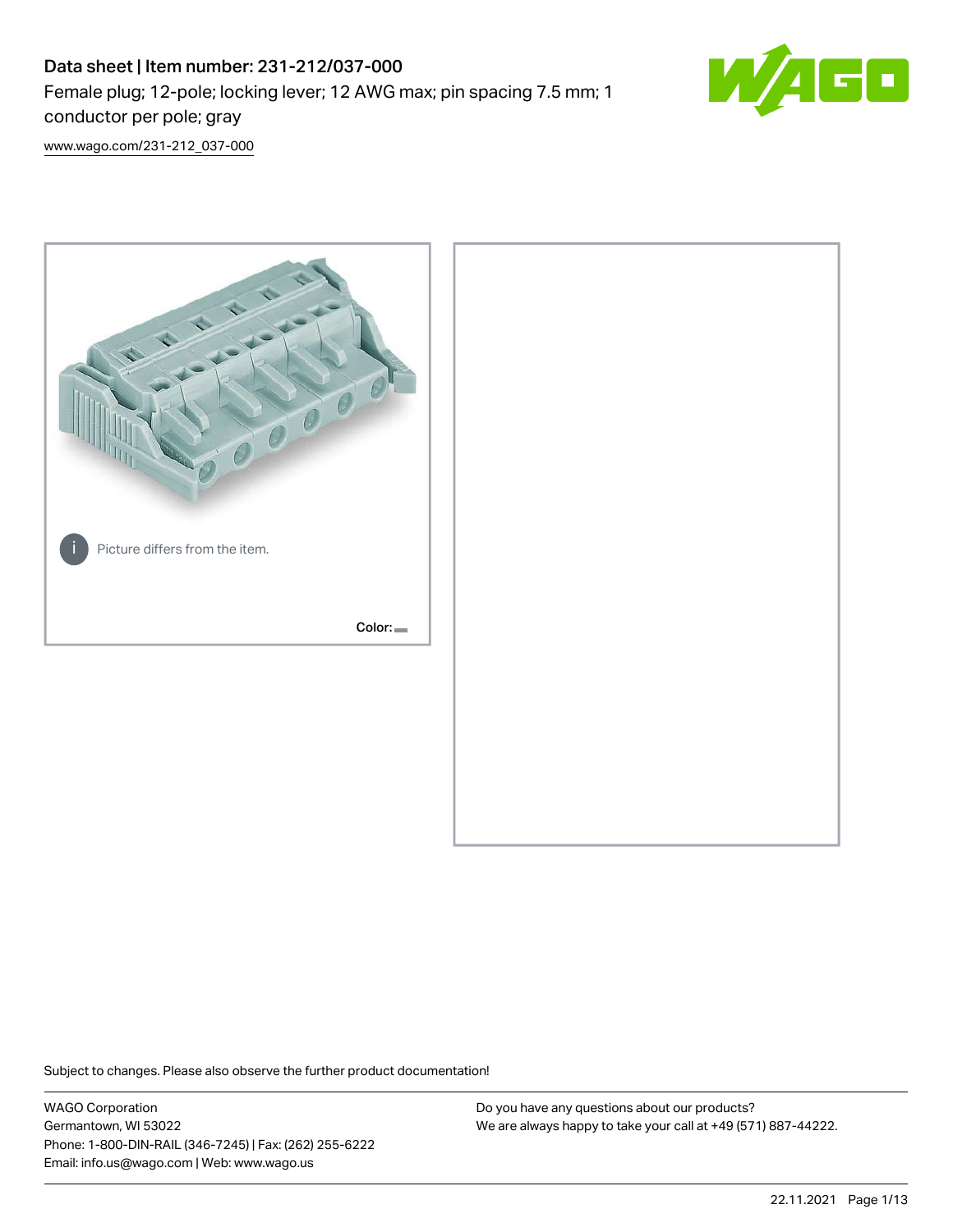# Data sheet | Item number: 231-212/037-000

Female plug; 12-pole; locking lever; 12 AWG max; pin spacing 7.5 mm; 1 conductor per pole; gray

www.wago.com/231-212_037-000

Picture differs from the item.

Color:

Subject to changes. Please also observe the further product documentation!

WAGO Corporation
Germantown, WI 53022
Phone: 1-800-DIN-RAIL (346-7245) | Fax: (262) 255-6222
Email: info.us@wago.com | Web: www.wago.us

Do you have any questions about our products?
We are always happy to take your call at +49 (571) 887-44222.

22.11.2021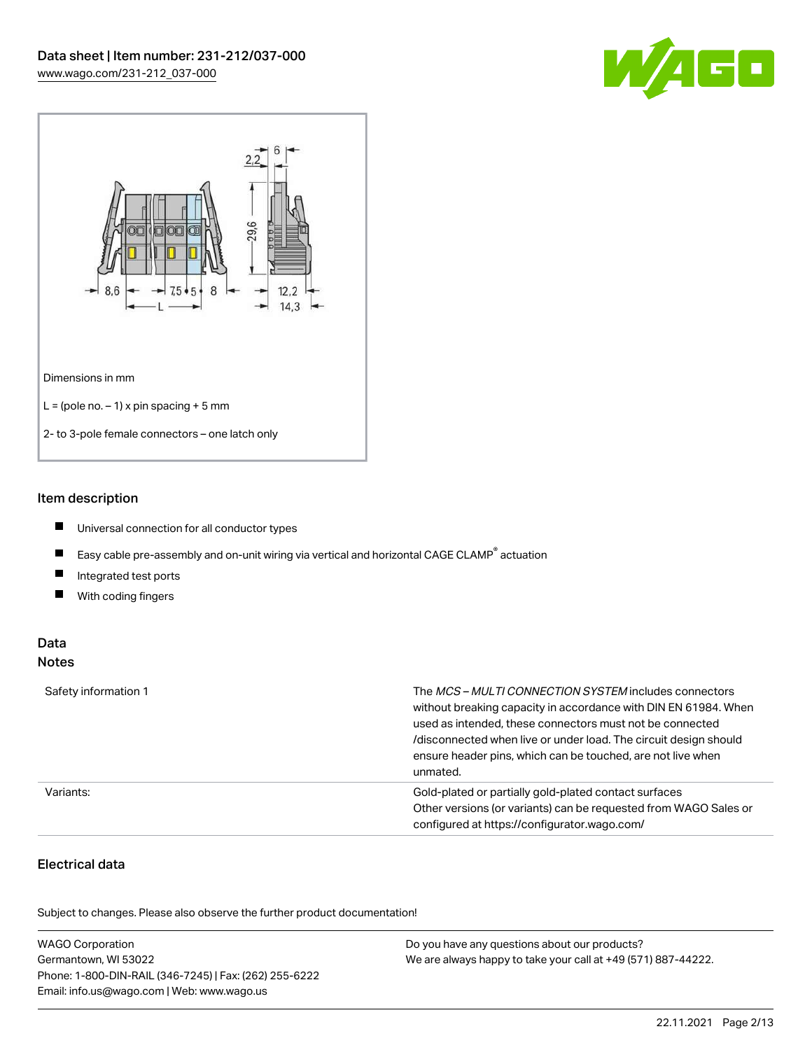Dimensions in mm

L = (pole no. – 1) x pin spacing + 5 mm

2- to 3-pole female connectors – one latch only

## Item description

- Universal connection for all conductor types
- Easy cable pre-assembly and on-unit wiring via vertical and horizontal CAGE CLAMP® actuation
- Integrated test ports
- With coding fingers

## Data

### Notes

| | |
|---|---|
| Safety information 1 | The *MCS – MULTI CONNECTION SYSTEM* includes connectors without breaking capacity in accordance with DIN EN 61984. When used as intended, these connectors must not be connected /disconnected when live or under load. The circuit design should ensure header pins, which can be touched, are not live when unmated. |
| Variants: | Gold-plated or partially gold-plated contact surfaces<br>Other versions (or variants) can be requested from WAGO Sales or configured at https://configurator.wago.com/ |

### Electrical data

Subject to changes. Please also observe the further product documentation!

WAGO Corporation
Germantown, WI 53022
Phone: 1-800-DIN-RAIL (346-7245) | Fax: (262) 255-6222
Email: info.us@wago.com | Web: www.wago.us

Do you have any questions about our products?
We are always happy to take your call at +49 (571) 887-44222.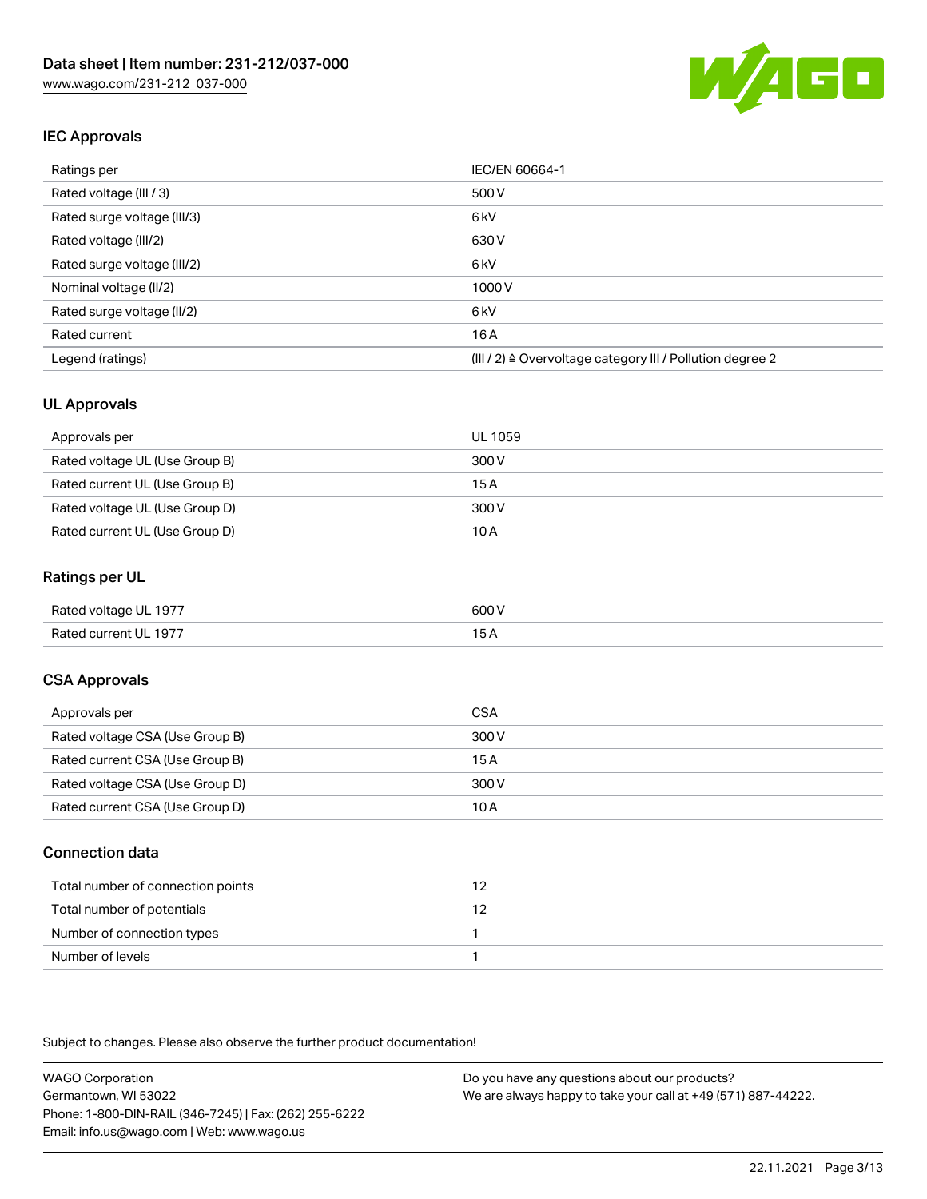## IEC Approvals

| Ratings per | IEC/EN 60664-1 |
| --- | --- |
| Rated voltage (III / 3) | 500 V |
| Rated surge voltage (III/3) | 6 kV |
| Rated voltage (III/2) | 630 V |
| Rated surge voltage (III/2) | 6 kV |
| Nominal voltage (II/2) | 1000 V |
| Rated surge voltage (II/2) | 6 kV |
| Rated current | 16 A |
| Legend (ratings) | (III / 2) ≙ Overvoltage category III / Pollution degree 2 |

## UL Approvals

| Approvals per | UL 1059 |
| --- | --- |
| Rated voltage UL (Use Group B) | 300 V |
| Rated current UL (Use Group B) | 15 A |
| Rated voltage UL (Use Group D) | 300 V |
| Rated current UL (Use Group D) | 10 A |

## Ratings per UL

| Rated voltage UL 1977 | 600 V |
| --- | --- |
| Rated current UL 1977 | 15 A |

## CSA Approvals

| Approvals per | CSA |
| --- | --- |
| Rated voltage CSA (Use Group B) | 300 V |
| Rated current CSA (Use Group B) | 15 A |
| Rated voltage CSA (Use Group D) | 300 V |
| Rated current CSA (Use Group D) | 10 A |

## Connection data

| Total number of connection points | 12 |
| --- | --- |
| Total number of potentials | 12 |
| Number of connection types | 1 |
| Number of levels | 1 |

Subject to changes. Please also observe the further product documentation!

WAGO Corporation
Germantown, WI 53022
Phone: 1-800-DIN-RAIL (346-7245) | Fax: (262) 255-6222
Email: info.us@wago.com | Web: www.wago.us

Do you have any questions about our products?
We are always happy to take your call at +49 (571) 887-44222.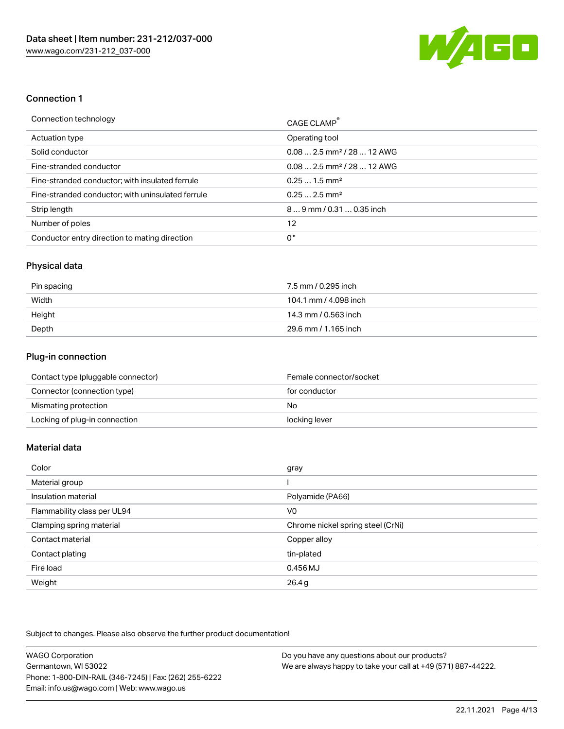## Connection 1

| Connection technology | CAGE CLAMP® |
| --- | --- |
| Actuation type | Operating tool |
| Solid conductor | 0.08 … 2.5 mm² / 28 … 12 AWG |
| Fine-stranded conductor | 0.08 … 2.5 mm² / 28 … 12 AWG |
| Fine-stranded conductor; with insulated ferrule | 0.25 … 1.5 mm² |
| Fine-stranded conductor; with uninsulated ferrule | 0.25 … 2.5 mm² |
| Strip length | 8 … 9 mm / 0.31 … 0.35 inch |
| Number of poles | 12 |
| Conductor entry direction to mating direction | 0° |

## Physical data

| Pin spacing | 7.5 mm / 0.295 inch |
| --- | --- |
| Width | 104.1 mm / 4.098 inch |
| Height | 14.3 mm / 0.563 inch |
| Depth | 29.6 mm / 1.165 inch |

## Plug-in connection

| Contact type (pluggable connector) | Female connector/socket |
| --- | --- |
| Connector (connection type) | for conductor |
| Mismating protection | No |
| Locking of plug-in connection | locking lever |

## Material data

| Color | gray |
| --- | --- |
| Material group | I |
| Insulation material | Polyamide (PA66) |
| Flammability class per UL94 | V0 |
| Clamping spring material | Chrome nickel spring steel (CrNi) |
| Contact material | Copper alloy |
| Contact plating | tin-plated |
| Fire load | 0.456 MJ |
| Weight | 26.4 g |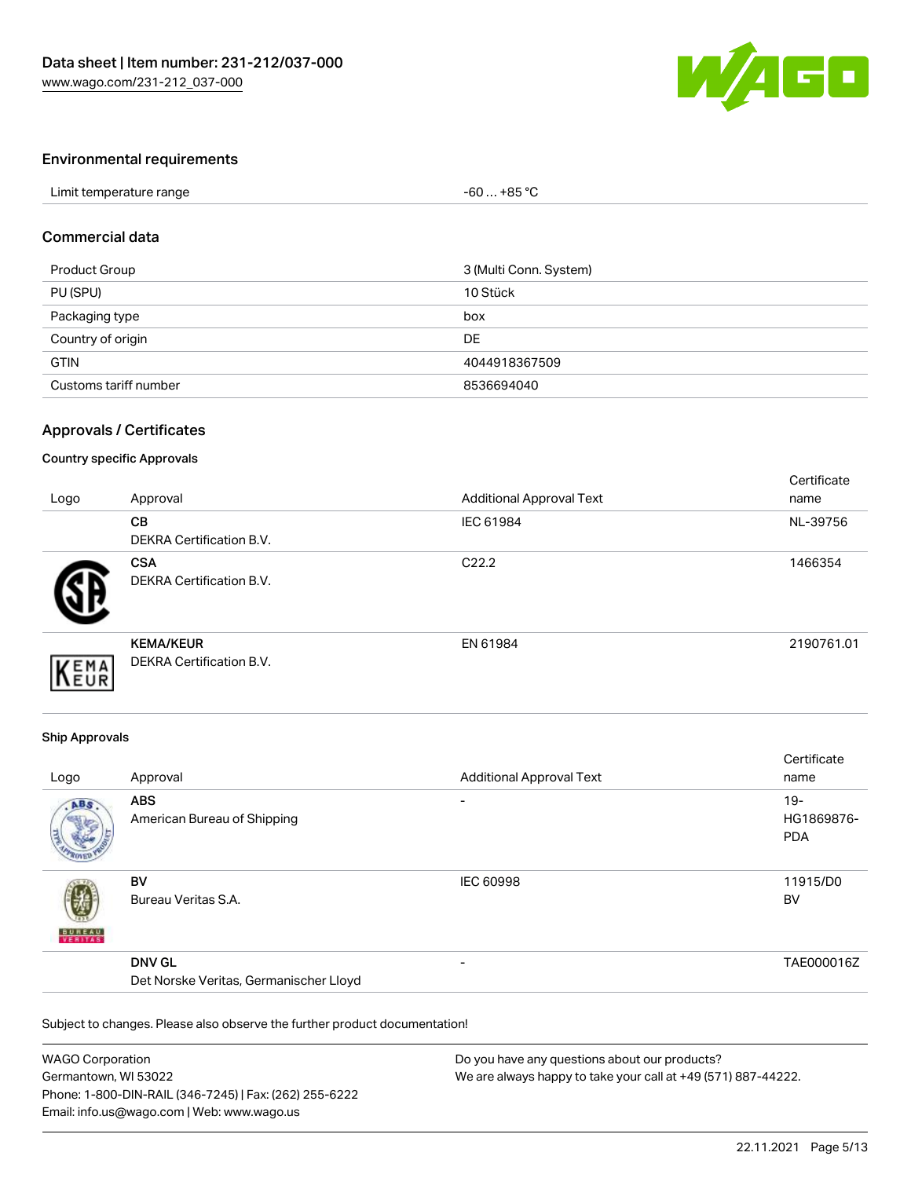## Environmental requirements

| Limit temperature range | -60 … +85 °C |
| --- | --- |

## Commercial data

| Product Group | 3 (Multi Conn. System) |
| --- | --- |
| PU (SPU) | 10 Stück |
| Packaging type | box |
| Country of origin | DE |
| GTIN | 4044918367509 |
| Customs tariff number | 8536694040 |

## Approvals / Certificates

### Country specific Approvals

| Logo | Approval | Additional Approval Text | Certificate name |
| --- | --- | --- | --- |
| | **CB**<br>DEKRA Certification B.V. | IEC 61984 | NL-39756 |
| | **CSA**<br>DEKRA Certification B.V. | C22.2 | 1466354 |
| | **KEMA/KEUR**<br>DEKRA Certification B.V. | EN 61984 | 2190761.01 |

### Ship Approvals

| Logo | Approval | Additional Approval Text | Certificate name |
| --- | --- | --- | --- |
| | **ABS**<br>American Bureau of Shipping | - | 19-HG1869876-PDA |
| | **BV**<br>Bureau Veritas S.A. | IEC 60998 | 11915/D0 BV |
| | **DNV GL**<br>Det Norske Veritas, Germanischer Lloyd | - | TAE000016Z |

Subject to changes. Please also observe the further product documentation!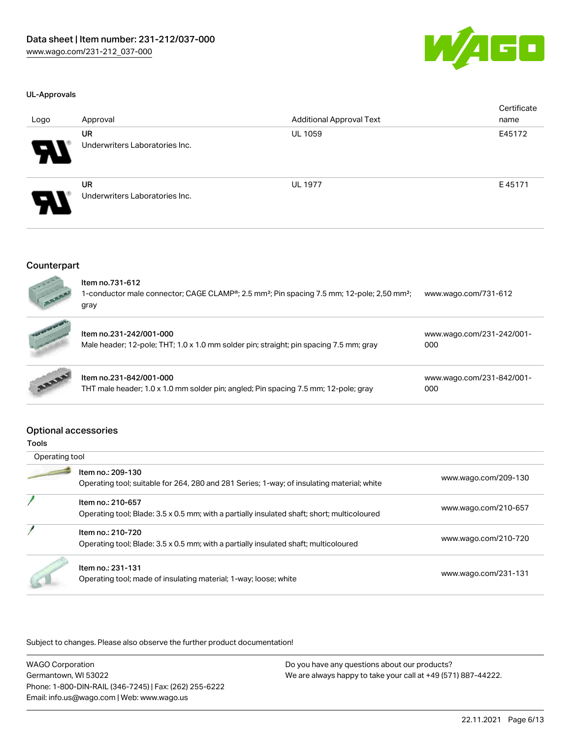### UL-Approvals

| Logo | Approval | Additional Approval Text | Certificate name |
| --- | --- | --- | --- |
| | UR<br>Underwriters Laboratories Inc. | UL 1059 | E45172 |
| | UR<br>Underwriters Laboratories Inc. | UL 1977 | E 45171 |

## Counterpart

| | | |
| --- | --- | --- |
| | Item no.731-612<br>1-conductor male connector; CAGE CLAMP®; 2.5 mm²; Pin spacing 7.5 mm; 12-pole; 2,50 mm²; gray | www.wago.com/731-612 |
| | Item no.231-242/001-000<br>Male header; 12-pole; THT; 1.0 x 1.0 mm solder pin; straight; pin spacing 7.5 mm; gray | www.wago.com/231-242/001-000 |
| | Item no.231-842/001-000<br>THT male header; 1.0 x 1.0 mm solder pin; angled; Pin spacing 7.5 mm; 12-pole; gray | www.wago.com/231-842/001-000 |

## Optional accessories

### Tools

| Operating tool | | |
| --- | --- | --- |
| | Item no.: 209-130<br>Operating tool; suitable for 264, 280 and 281 Series; 1-way; of insulating material; white | www.wago.com/209-130 |
| | Item no.: 210-657<br>Operating tool; Blade: 3.5 x 0.5 mm; with a partially insulated shaft; short; multicoloured | www.wago.com/210-657 |
| | Item no.: 210-720<br>Operating tool; Blade: 3.5 x 0.5 mm; with a partially insulated shaft; multicoloured | www.wago.com/210-720 |
| | Item no.: 231-131<br>Operating tool; made of insulating material; 1-way; loose; white | www.wago.com/231-131 |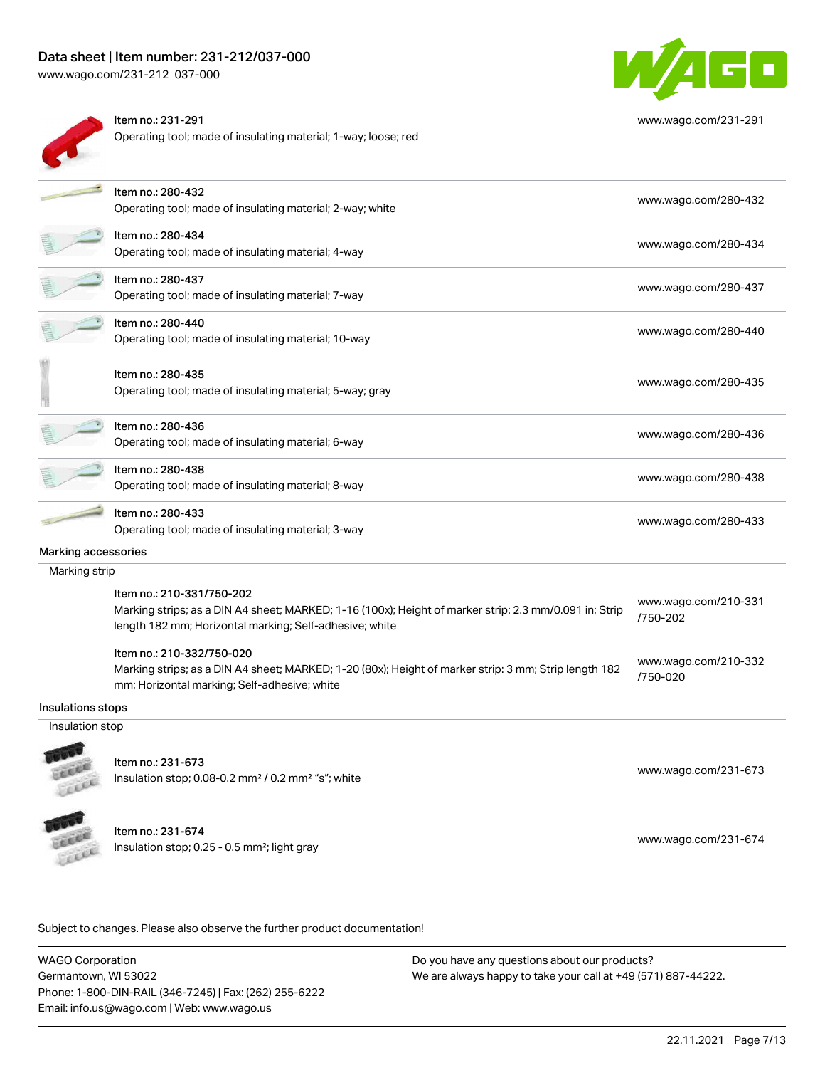| Item | URL |
| --- | --- |
| Item no.: 231-291<br>Operating tool; made of insulating material; 1-way; loose; red | www.wago.com/231-291 |
| Item no.: 280-432<br>Operating tool; made of insulating material; 2-way; white | www.wago.com/280-432 |
| Item no.: 280-434<br>Operating tool; made of insulating material; 4-way | www.wago.com/280-434 |
| Item no.: 280-437<br>Operating tool; made of insulating material; 7-way | www.wago.com/280-437 |
| Item no.: 280-440<br>Operating tool; made of insulating material; 10-way | www.wago.com/280-440 |
| Item no.: 280-435<br>Operating tool; made of insulating material; 5-way; gray | www.wago.com/280-435 |
| Item no.: 280-436<br>Operating tool; made of insulating material; 6-way | www.wago.com/280-436 |
| Item no.: 280-438<br>Operating tool; made of insulating material; 8-way | www.wago.com/280-438 |
| Item no.: 280-433<br>Operating tool; made of insulating material; 3-way | www.wago.com/280-433 |

### Marking accessories

#### Marking strip

| Item | URL |
| --- | --- |
| Item no.: 210-331/750-202<br>Marking strips; as a DIN A4 sheet; MARKED; 1-16 (100x); Height of marker strip: 2.3 mm/0.091 in; Strip length 182 mm; Horizontal marking; Self-adhesive; white | www.wago.com/210-331/750-202 |
| Item no.: 210-332/750-020<br>Marking strips; as a DIN A4 sheet; MARKED; 1-20 (80x); Height of marker strip: 3 mm; Strip length 182 mm; Horizontal marking; Self-adhesive; white | www.wago.com/210-332/750-020 |

### Insulations stops

#### Insulation stop

| Item | URL |
| --- | --- |
| Item no.: 231-673<br>Insulation stop; 0.08-0.2 mm² / 0.2 mm² "s"; white | www.wago.com/231-673 |
| Item no.: 231-674<br>Insulation stop; 0.25 - 0.5 mm²; light gray | www.wago.com/231-674 |

Subject to changes. Please also observe the further product documentation!

WAGO Corporation
Germantown, WI 53022
Phone: 1-800-DIN-RAIL (346-7245) | Fax: (262) 255-6222
Email: info.us@wago.com | Web: www.wago.us

Do you have any questions about our products?
We are always happy to take your call at +49 (571) 887-44222.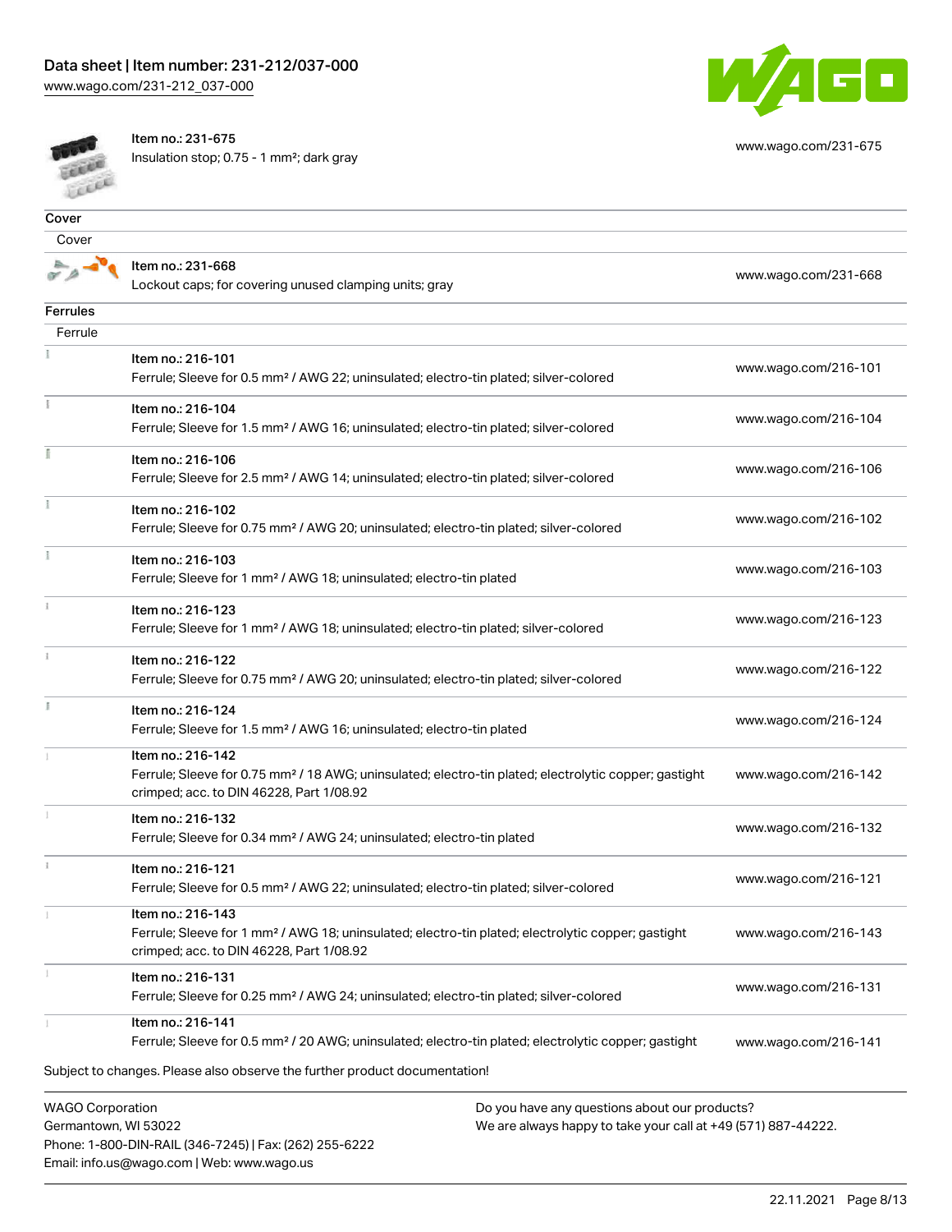| | | |
|---|---|---|
| | Item no.: 231-675<br>Insulation stop; 0.75 - 1 mm²; dark gray | www.wago.com/231-675 |

**Cover**

Cover

| | | |
|---|---|---|
| | Item no.: 231-668<br>Lockout caps; for covering unused clamping units; gray | www.wago.com/231-668 |

**Ferrules**

Ferrule

| | | |
|---|---|---|
| | Item no.: 216-101<br>Ferrule; Sleeve for 0.5 mm² / AWG 22; uninsulated; electro-tin plated; silver-colored | www.wago.com/216-101 |
| | Item no.: 216-104<br>Ferrule; Sleeve for 1.5 mm² / AWG 16; uninsulated; electro-tin plated; silver-colored | www.wago.com/216-104 |
| | Item no.: 216-106<br>Ferrule; Sleeve for 2.5 mm² / AWG 14; uninsulated; electro-tin plated; silver-colored | www.wago.com/216-106 |
| | Item no.: 216-102<br>Ferrule; Sleeve for 0.75 mm² / AWG 20; uninsulated; electro-tin plated; silver-colored | www.wago.com/216-102 |
| | Item no.: 216-103<br>Ferrule; Sleeve for 1 mm² / AWG 18; uninsulated; electro-tin plated | www.wago.com/216-103 |
| | Item no.: 216-123<br>Ferrule; Sleeve for 1 mm² / AWG 18; uninsulated; electro-tin plated; silver-colored | www.wago.com/216-123 |
| | Item no.: 216-122<br>Ferrule; Sleeve for 0.75 mm² / AWG 20; uninsulated; electro-tin plated; silver-colored | www.wago.com/216-122 |
| | Item no.: 216-124<br>Ferrule; Sleeve for 1.5 mm² / AWG 16; uninsulated; electro-tin plated | www.wago.com/216-124 |
| | Item no.: 216-142<br>Ferrule; Sleeve for 0.75 mm² / 18 AWG; uninsulated; electro-tin plated; electrolytic copper; gastight crimped; acc. to DIN 46228, Part 1/08.92 | www.wago.com/216-142 |
| | Item no.: 216-132<br>Ferrule; Sleeve for 0.34 mm² / AWG 24; uninsulated; electro-tin plated | www.wago.com/216-132 |
| | Item no.: 216-121<br>Ferrule; Sleeve for 0.5 mm² / AWG 22; uninsulated; electro-tin plated; silver-colored | www.wago.com/216-121 |
| | Item no.: 216-143<br>Ferrule; Sleeve for 1 mm² / AWG 18; uninsulated; electro-tin plated; electrolytic copper; gastight crimped; acc. to DIN 46228, Part 1/08.92 | www.wago.com/216-143 |
| | Item no.: 216-131<br>Ferrule; Sleeve for 0.25 mm² / AWG 24; uninsulated; electro-tin plated; silver-colored | www.wago.com/216-131 |
| | Item no.: 216-141<br>Ferrule; Sleeve for 0.5 mm² / 20 AWG; uninsulated; electro-tin plated; electrolytic copper; gastight | www.wago.com/216-141 |

Subject to changes. Please also observe the further product documentation!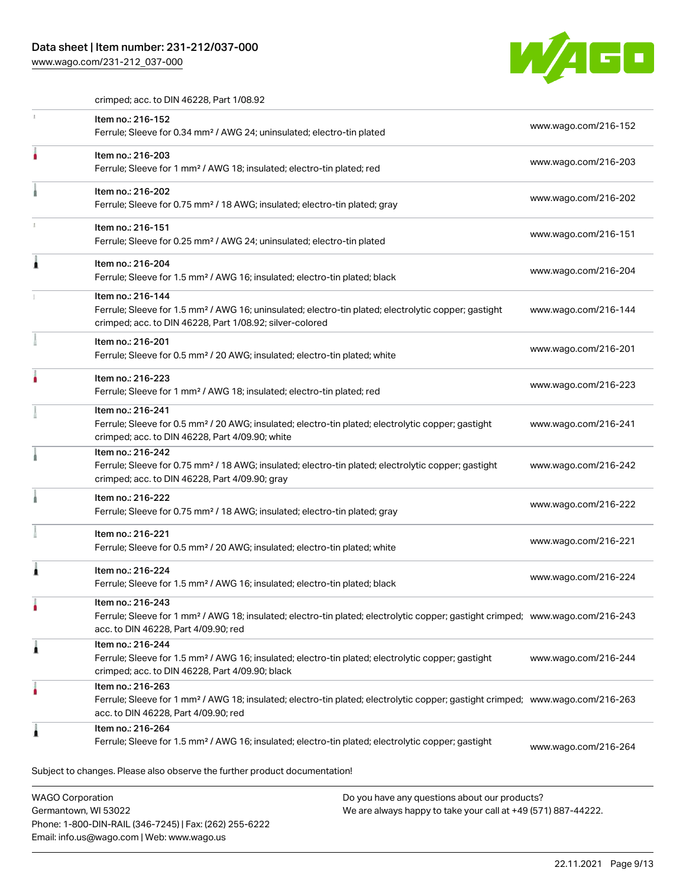crimped; acc. to DIN 46228, Part 1/08.92

| Item | URL |
| --- | --- |
| Item no.: 216-152<br>Ferrule; Sleeve for 0.34 mm² / AWG 24; uninsulated; electro-tin plated | www.wago.com/216-152 |
| Item no.: 216-203<br>Ferrule; Sleeve for 1 mm² / AWG 18; insulated; electro-tin plated; red | www.wago.com/216-203 |
| Item no.: 216-202<br>Ferrule; Sleeve for 0.75 mm² / 18 AWG; insulated; electro-tin plated; gray | www.wago.com/216-202 |
| Item no.: 216-151<br>Ferrule; Sleeve for 0.25 mm² / AWG 24; uninsulated; electro-tin plated | www.wago.com/216-151 |
| Item no.: 216-204<br>Ferrule; Sleeve for 1.5 mm² / AWG 16; insulated; electro-tin plated; black | www.wago.com/216-204 |
| Item no.: 216-144<br>Ferrule; Sleeve for 1.5 mm² / AWG 16; uninsulated; electro-tin plated; electrolytic copper; gastight crimped; acc. to DIN 46228, Part 1/08.92; silver-colored | www.wago.com/216-144 |
| Item no.: 216-201<br>Ferrule; Sleeve for 0.5 mm² / 20 AWG; insulated; electro-tin plated; white | www.wago.com/216-201 |
| Item no.: 216-223<br>Ferrule; Sleeve for 1 mm² / AWG 18; insulated; electro-tin plated; red | www.wago.com/216-223 |
| Item no.: 216-241<br>Ferrule; Sleeve for 0.5 mm² / 20 AWG; insulated; electro-tin plated; electrolytic copper; gastight crimped; acc. to DIN 46228, Part 4/09.90; white | www.wago.com/216-241 |
| Item no.: 216-242<br>Ferrule; Sleeve for 0.75 mm² / 18 AWG; insulated; electro-tin plated; electrolytic copper; gastight crimped; acc. to DIN 46228, Part 4/09.90; gray | www.wago.com/216-242 |
| Item no.: 216-222<br>Ferrule; Sleeve for 0.75 mm² / 18 AWG; insulated; electro-tin plated; gray | www.wago.com/216-222 |
| Item no.: 216-221<br>Ferrule; Sleeve for 0.5 mm² / 20 AWG; insulated; electro-tin plated; white | www.wago.com/216-221 |
| Item no.: 216-224<br>Ferrule; Sleeve for 1.5 mm² / AWG 16; insulated; electro-tin plated; black | www.wago.com/216-224 |
| Item no.: 216-243<br>Ferrule; Sleeve for 1 mm² / AWG 18; insulated; electro-tin plated; electrolytic copper; gastight crimped; acc. to DIN 46228, Part 4/09.90; red | www.wago.com/216-243 |
| Item no.: 216-244<br>Ferrule; Sleeve for 1.5 mm² / AWG 16; insulated; electro-tin plated; electrolytic copper; gastight crimped; acc. to DIN 46228, Part 4/09.90; black | www.wago.com/216-244 |
| Item no.: 216-263<br>Ferrule; Sleeve for 1 mm² / AWG 18; insulated; electro-tin plated; electrolytic copper; gastight crimped; acc. to DIN 46228, Part 4/09.90; red | www.wago.com/216-263 |
| Item no.: 216-264<br>Ferrule; Sleeve for 1.5 mm² / AWG 16; insulated; electro-tin plated; electrolytic copper; gastight | www.wago.com/216-264 |

Subject to changes. Please also observe the further product documentation!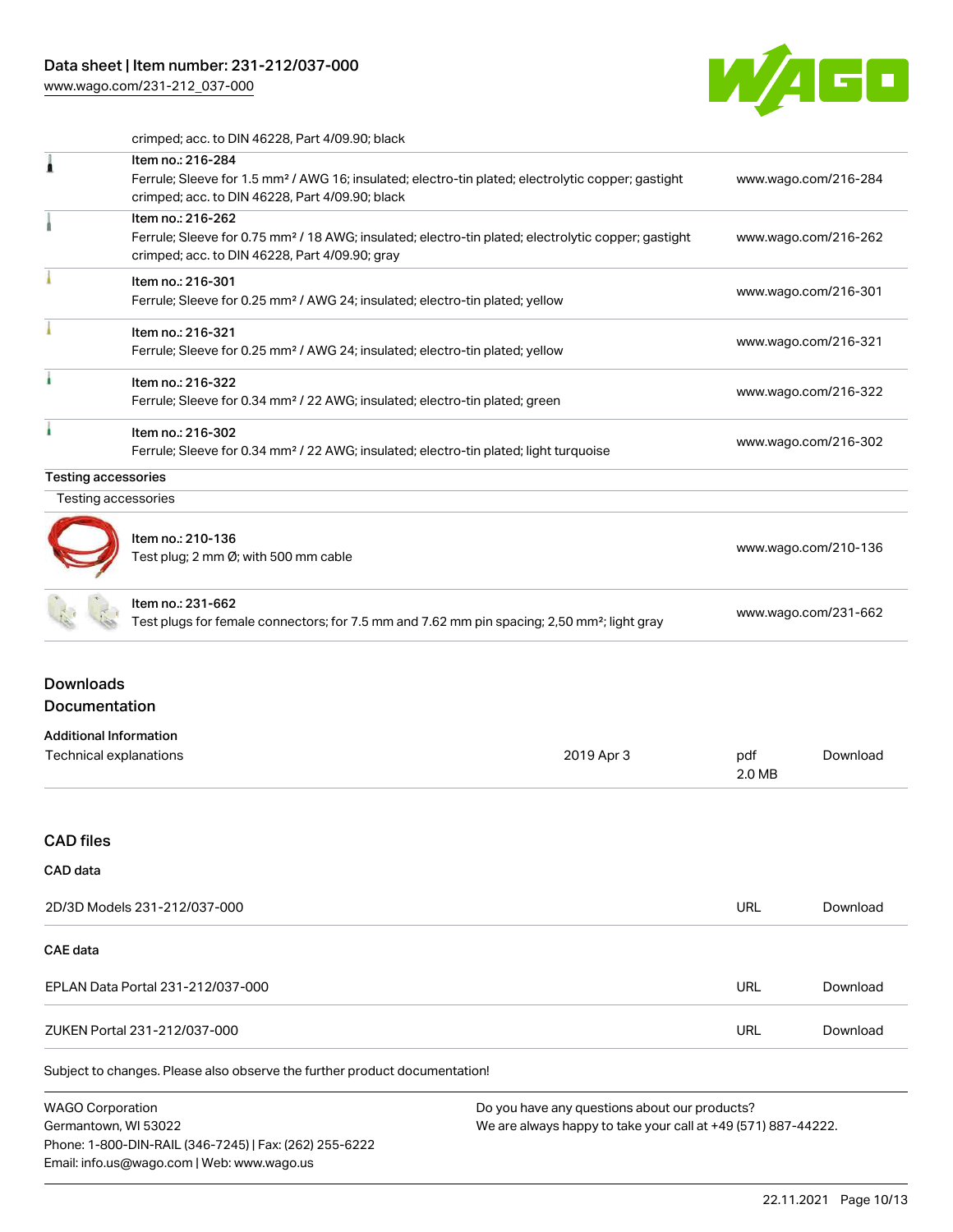crimped; acc. to DIN 46228, Part 4/09.90; black

| | |
|---|---|
| Item no.: 216-284<br>Ferrule; Sleeve for 1.5 mm² / AWG 16; insulated; electro-tin plated; electrolytic copper; gastight crimped; acc. to DIN 46228, Part 4/09.90; black | www.wago.com/216-284 |
| Item no.: 216-262<br>Ferrule; Sleeve for 0.75 mm² / 18 AWG; insulated; electro-tin plated; electrolytic copper; gastight crimped; acc. to DIN 46228, Part 4/09.90; gray | www.wago.com/216-262 |
| Item no.: 216-301<br>Ferrule; Sleeve for 0.25 mm² / AWG 24; insulated; electro-tin plated; yellow | www.wago.com/216-301 |
| Item no.: 216-321<br>Ferrule; Sleeve for 0.25 mm² / AWG 24; insulated; electro-tin plated; yellow | www.wago.com/216-321 |
| Item no.: 216-322<br>Ferrule; Sleeve for 0.34 mm² / 22 AWG; insulated; electro-tin plated; green | www.wago.com/216-322 |
| Item no.: 216-302<br>Ferrule; Sleeve for 0.34 mm² / 22 AWG; insulated; electro-tin plated; light turquoise | www.wago.com/216-302 |

**Testing accessories**

Testing accessories

| | |
|---|---|
| Item no.: 210-136<br>Test plug; 2 mm Ø; with 500 mm cable | www.wago.com/210-136 |
| Item no.: 231-662<br>Test plugs for female connectors; for 7.5 mm and 7.62 mm pin spacing; 2,50 mm²; light gray | www.wago.com/231-662 |

## Downloads

## Documentation

**Additional Information**

| | | | |
|---|---|---|---|
| Technical explanations | 2019 Apr 3 | pdf<br>2.0 MB | Download |

## CAD files

**CAD data**

| | | |
|---|---|---|
| 2D/3D Models 231-212/037-000 | URL | Download |

**CAE data**

| | | |
|---|---|---|
| EPLAN Data Portal 231-212/037-000 | URL | Download |
| ZUKEN Portal 231-212/037-000 | URL | Download |

Subject to changes. Please also observe the further product documentation!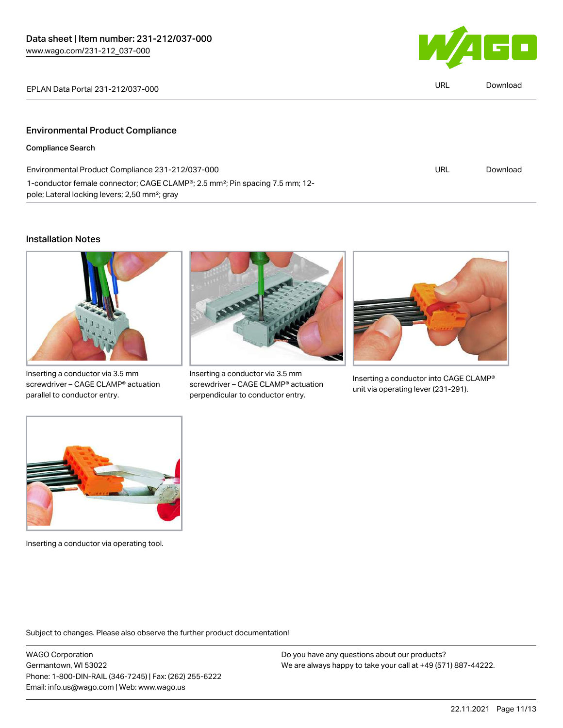| EPLAN Data Portal 231-212/037-000 | URL | Download |
| --- | --- | --- |

## Environmental Product Compliance

### Compliance Search

| Environmental Product Compliance 231-212/037-000 | URL | Download |
| --- | --- | --- |
| 1-conductor female connector; CAGE CLAMP®; 2.5 mm²; Pin spacing 7.5 mm; 12-pole; Lateral locking levers; 2,50 mm²; gray | | |

## Installation Notes

Inserting a conductor via 3.5 mm screwdriver – CAGE CLAMP® actuation parallel to conductor entry.

Inserting a conductor via 3.5 mm screwdriver – CAGE CLAMP® actuation perpendicular to conductor entry.

Inserting a conductor into CAGE CLAMP® unit via operating lever (231-291).

Inserting a conductor via operating tool.

Subject to changes. Please also observe the further product documentation!

WAGO Corporation
Germantown, WI 53022
Phone: 1-800-DIN-RAIL (346-7245) | Fax: (262) 255-6222
Email: info.us@wago.com | Web: www.wago.us

Do you have any questions about our products?
We are always happy to take your call at +49 (571) 887-44222.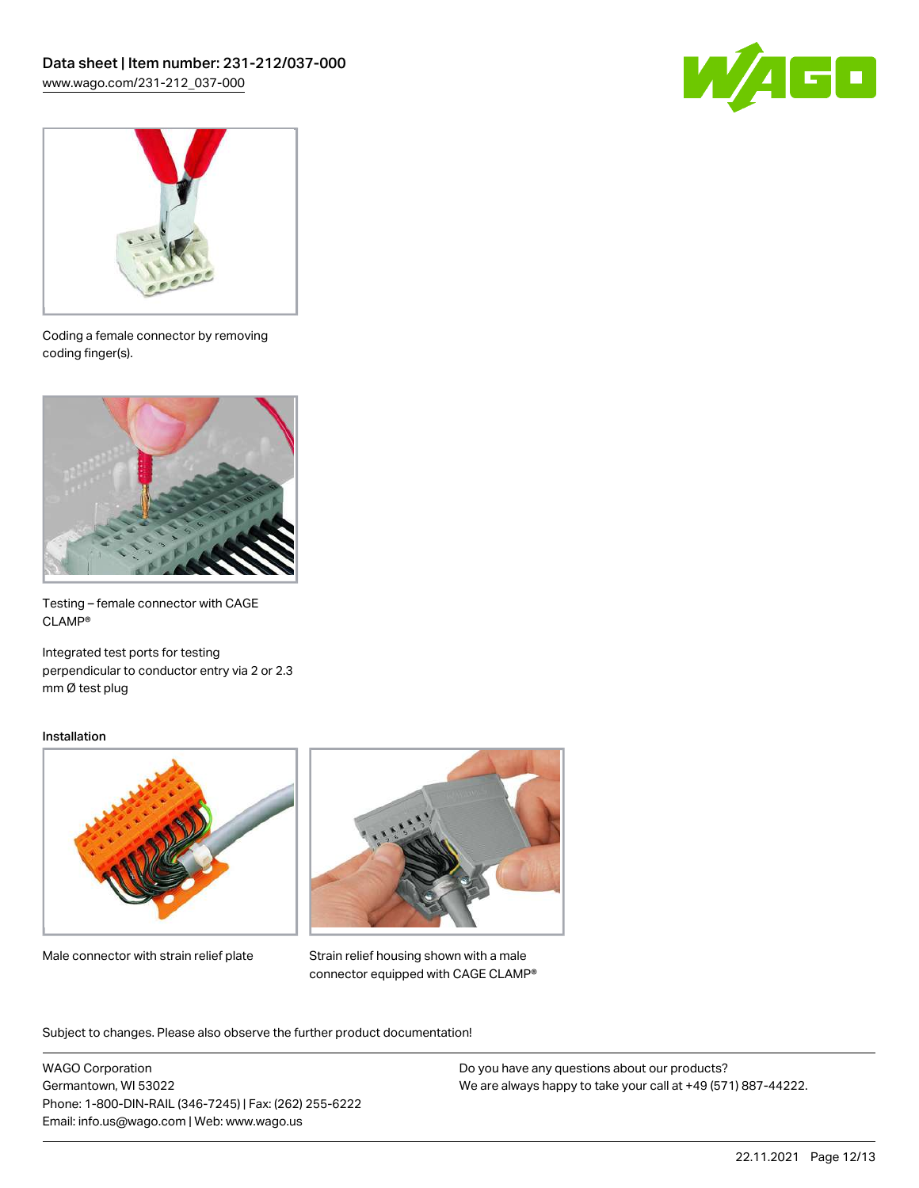Coding a female connector by removing coding finger(s).

Testing – female connector with CAGE CLAMP®

Integrated test ports for testing perpendicular to conductor entry via 2 or 2.3 mm Ø test plug

## Installation

Male connector with strain relief plate

Strain relief housing shown with a male connector equipped with CAGE CLAMP®

Subject to changes. Please also observe the further product documentation!

WAGO Corporation
Germantown, WI 53022
Phone: 1-800-DIN-RAIL (346-7245) | Fax: (262) 255-6222
Email: info.us@wago.com | Web: www.wago.us

Do you have any questions about our products?
We are always happy to take your call at +49 (571) 887-44222.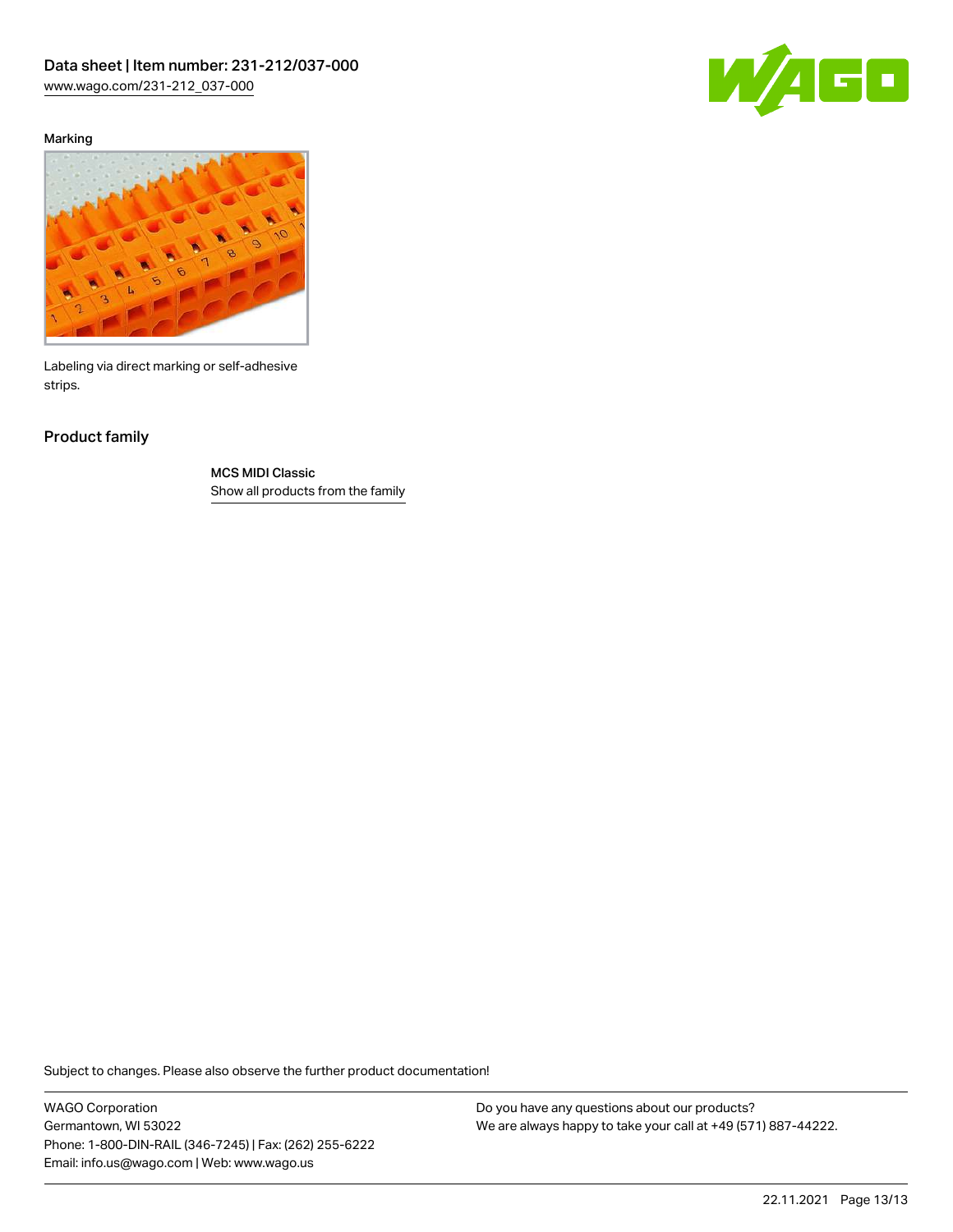Marking

Labeling via direct marking or self-adhesive strips.

## Product family

MCS MIDI Classic
Show all products from the family

Subject to changes. Please also observe the further product documentation!

WAGO Corporation
Germantown, WI 53022
Phone: 1-800-DIN-RAIL (346-7245) | Fax: (262) 255-6222
Email: info.us@wago.com | Web: www.wago.us

Do you have any questions about our products?
We are always happy to take your call at +49 (571) 887-44222.